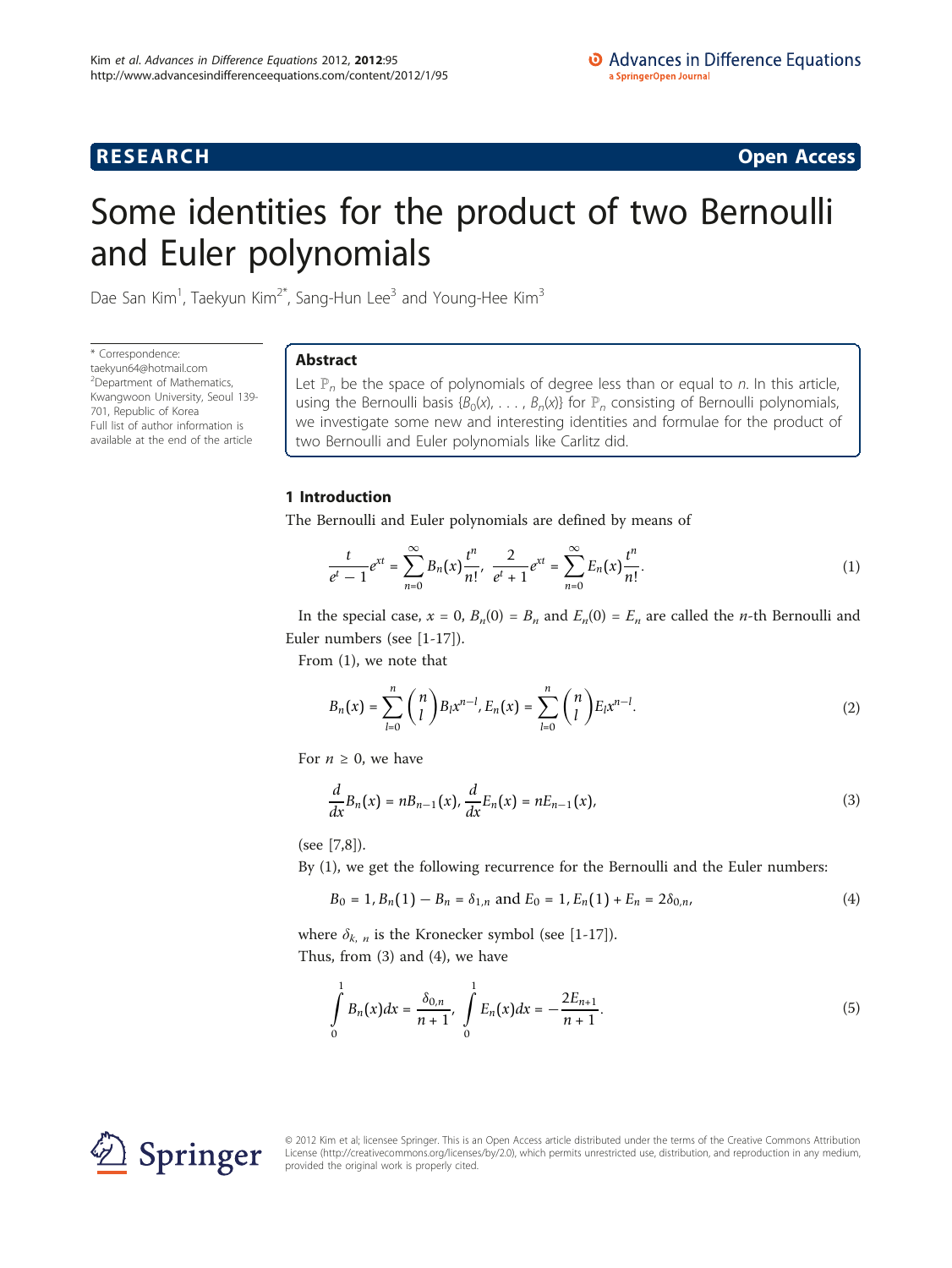# Some identities for the product of two Bernoulli and Euler polynomials

Dae San Kim[1], Taekyun Kim[2*], Sang-Hun Lee[3] and Young-Hee Kim[3]

\* Correspondence: taekyun64@hotmail.com
[2]Department of Mathematics, Kwangwoon University, Seoul 139-701, Republic of Korea
Full list of author information is available at the end of the article

## Abstract

Let $\mathbb{P}_n$ be the space of polynomials of degree less than or equal to $n$. In this article, using the Bernoulli basis $\{B_0(x), \ldots, B_n(x)\}$ for $\mathbb{P}_n$ consisting of Bernoulli polynomials, we investigate some new and interesting identities and formulae for the product of two Bernoulli and Euler polynomials like Carlitz did.

## 1 Introduction

The Bernoulli and Euler polynomials are defined by means of

$$\frac{t}{e^t - 1}e^{xt} = \sum_{n=0}^{\infty} B_n(x)\frac{t^n}{n!}, \ \frac{2}{e^t + 1}e^{xt} = \sum_{n=0}^{\infty} E_n(x)\frac{t^n}{n!}. \tag{1}$$

In the special case, $x = 0$, $B_n(0) = B_n$ and $E_n(0) = E_n$ are called the $n$-th Bernoulli and Euler numbers (see [1-17]).

From (1), we note that

$$B_n(x) = \sum_{l=0}^{n} \binom{n}{l} B_l x^{n-l}, E_n(x) = \sum_{l=0}^{n} \binom{n}{l} E_l x^{n-l}. \tag{2}$$

For $n \geq 0$, we have

$$\frac{d}{dx}B_n(x) = nB_{n-1}(x), \frac{d}{dx}E_n(x) = nE_{n-1}(x), \tag{3}$$

(see [7,8]).

By (1), we get the following recurrence for the Bernoulli and the Euler numbers:

$$B_0 = 1, B_n(1) - B_n = \delta_{1,n} \text{ and } E_0 = 1, E_n(1) + E_n = 2\delta_{0,n}, \tag{4}$$

where $\delta_{k,n}$ is the Kronecker symbol (see [1-17]).

Thus, from (3) and (4), we have

$$\int_0^1 B_n(x)dx = \frac{\delta_{0,n}}{n+1}, \int_0^1 E_n(x)dx = -\frac{2E_{n+1}}{n+1}. \tag{5}$$

© 2012 Kim et al; licensee Springer. This is an Open Access article distributed under the terms of the Creative Commons Attribution License (http://creativecommons.org/licenses/by/2.0), which permits unrestricted use, distribution, and reproduction in any medium, provided the original work is properly cited.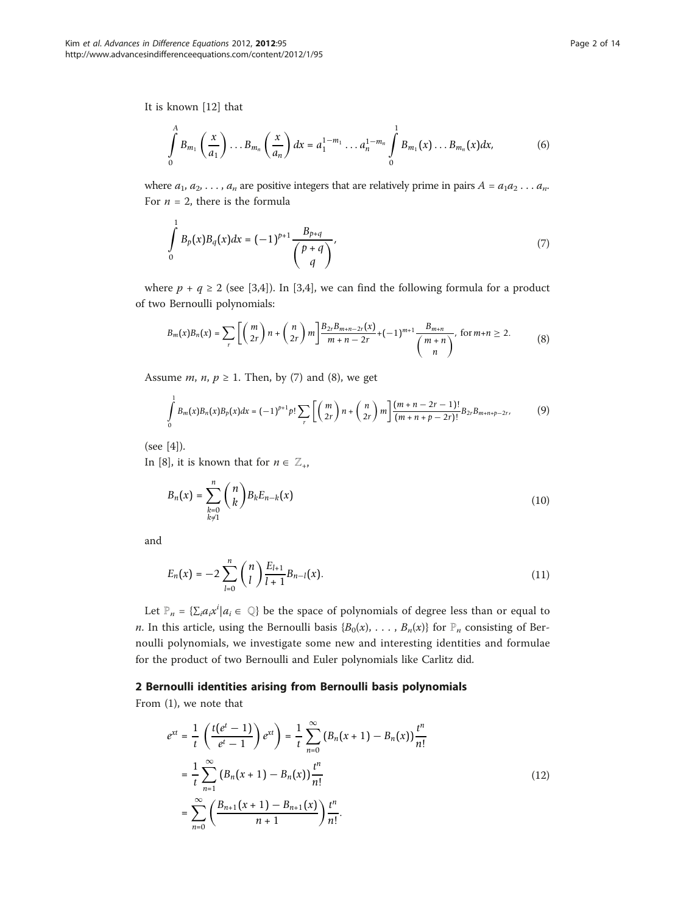It is known [12] that

$$\int_0^A B_{m_1}\left(\frac{x}{a_1}\right)\dots B_{m_n}\left(\frac{x}{a_n}\right)dx = a_1^{1-m_1}\dots a_n^{1-m_n}\int_0^1 B_{m_1}(x)\dots B_{m_n}(x)dx, \tag{6}$$

where $a_1, a_2, \dots, a_n$ are positive integers that are relatively prime in pairs $A = a_1a_2\dots a_n$. For $n = 2$, there is the formula

$$\int_0^1 B_p(x)B_q(x)dx = (-1)^{p+1}\frac{B_{p+q}}{\binom{p+q}{q}}, \tag{7}$$

where $p + q \geq 2$ (see [3,4]). In [3,4], we can find the following formula for a product of two Bernoulli polynomials:

$$B_m(x)B_n(x) = \sum_r \left[\binom{m}{2r}n + \binom{n}{2r}m\right]\frac{B_{2r}B_{m+n-2r}(x)}{m+n-2r} + (-1)^{m+1}\frac{B_{m+n}}{\binom{m+n}{n}}, \text{ for } m+n \geq 2. \tag{8}$$

Assume $m, n, p \geq 1$. Then, by (7) and (8), we get

$$\int_0^1 B_m(x)B_n(x)B_p(x)dx = (-1)^{p+1}p!\sum_r \left[\binom{m}{2r}n + \binom{n}{2r}m\right]\frac{(m+n-2r-1)!}{(m+n+p-2r)!}B_{2r}B_{m+n+p-2r}, \tag{9}$$

(see [4]).

In [8], it is known that for $n \in \mathbb{Z}_+$,

$$B_n(x) = \sum_{\substack{k=0\\k\neq 1}}^{n}\binom{n}{k}B_kE_{n-k}(x) \tag{10}$$

and

$$E_n(x) = -2\sum_{l=0}^{n}\binom{n}{l}\frac{E_{l+1}}{l+1}B_{n-l}(x). \tag{11}$$

Let $\mathbb{P}_n = \{\sum_i a_i x^i | a_i \in \mathbb{Q}\}$ be the space of polynomials of degree less than or equal to $n$. In this article, using the Bernoulli basis $\{B_0(x), \dots, B_n(x)\}$ for $\mathbb{P}_n$ consisting of Bernoulli polynomials, we investigate some new and interesting identities and formulae for the product of two Bernoulli and Euler polynomials like Carlitz did.

## 2 Bernoulli identities arising from Bernoulli basis polynomials

From (1), we note that

$$\begin{aligned}
e^{xt} &= \frac{1}{t}\left(\frac{t(e^t-1)}{e^t-1}\right)e^{xt} = \frac{1}{t}\sum_{n=0}^{\infty}(B_n(x+1)-B_n(x))\frac{t^n}{n!}\\
&= \frac{1}{t}\sum_{n=1}^{\infty}(B_n(x+1)-B_n(x))\frac{t^n}{n!}\\
&= \sum_{n=0}^{\infty}\left(\frac{B_{n+1}(x+1)-B_{n+1}(x)}{n+1}\right)\frac{t^n}{n!}.
\end{aligned} \tag{12}$$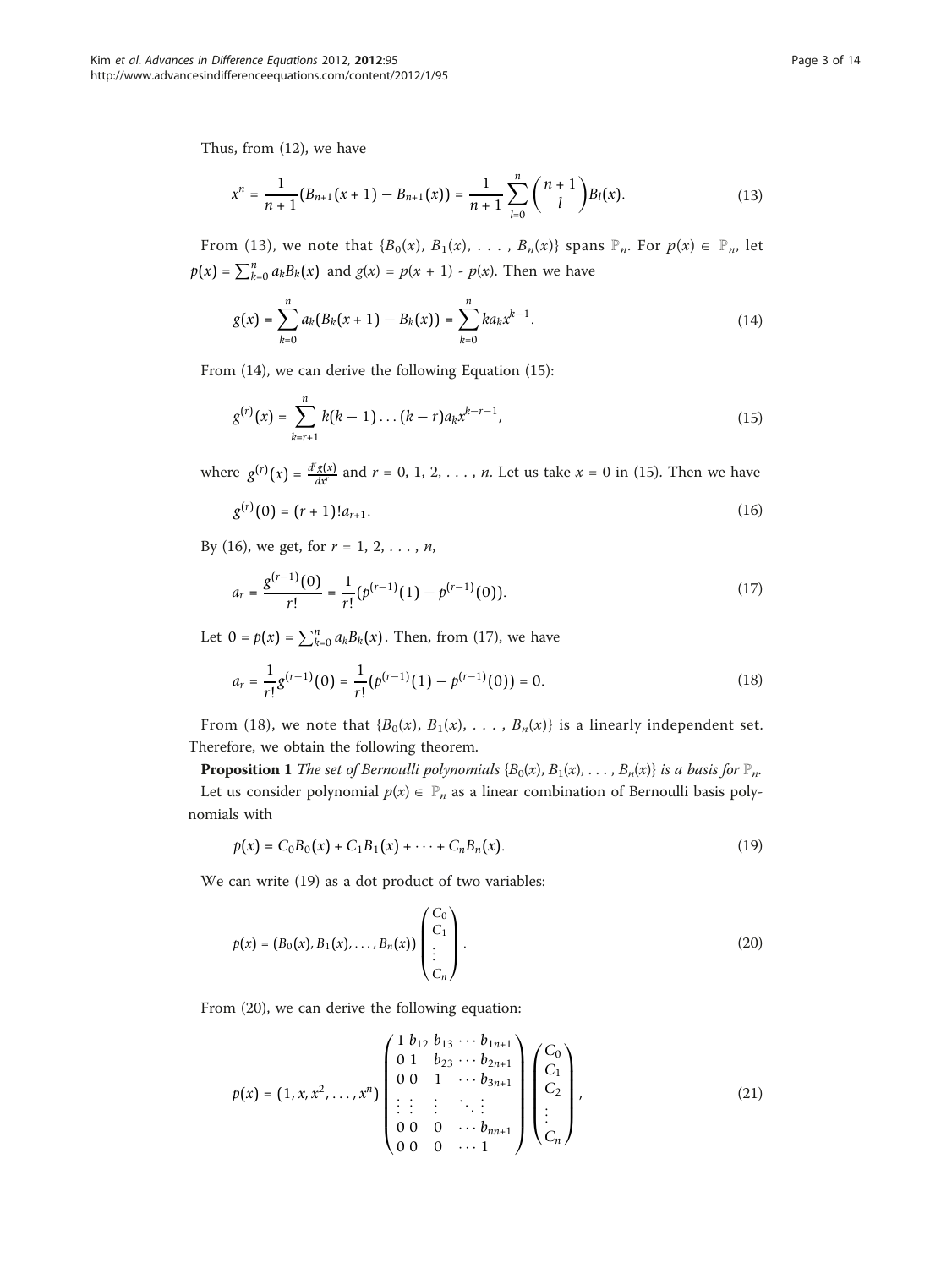Thus, from (12), we have

$$x^n = \frac{1}{n+1}(B_{n+1}(x+1) - B_{n+1}(x)) = \frac{1}{n+1}\sum_{l=0}^{n}\binom{n+1}{l}B_l(x). \tag{13}$$

From (13), we note that $\{B_0(x), B_1(x), \ldots, B_n(x)\}$ spans $\mathbb{P}_n$. For $p(x) \in \mathbb{P}_n$, let $p(x) = \sum_{k=0}^{n} a_k B_k(x)$ and $g(x) = p(x + 1) - p(x)$. Then we have

$$g(x) = \sum_{k=0}^{n} a_k(B_k(x+1) - B_k(x)) = \sum_{k=0}^{n} k a_k x^{k-1}. \tag{14}$$

From (14), we can derive the following Equation (15):

$$g^{(r)}(x) = \sum_{k=r+1}^{n} k(k-1)\ldots(k-r)a_k x^{k-r-1}, \tag{15}$$

where $g^{(r)}(x) = \frac{d^r g(x)}{dx^r}$ and $r = 0, 1, 2, \ldots, n$. Let us take $x = 0$ in (15). Then we have

$$g^{(r)}(0) = (r+1)!a_{r+1}. \tag{16}$$

By (16), we get, for $r = 1, 2, \ldots, n$,

$$a_r = \frac{g^{(r-1)}(0)}{r!} = \frac{1}{r!}(p^{(r-1)}(1) - p^{(r-1)}(0)). \tag{17}$$

Let $0 = p(x) = \sum_{k=0}^{n} a_k B_k(x)$. Then, from (17), we have

$$a_r = \frac{1}{r!}g^{(r-1)}(0) = \frac{1}{r!}(p^{(r-1)}(1) - p^{(r-1)}(0)) = 0. \tag{18}$$

From (18), we note that $\{B_0(x), B_1(x), \ldots, B_n(x)\}$ is a linearly independent set. Therefore, we obtain the following theorem.

**Proposition 1** *The set of Bernoulli polynomials* $\{B_0(x), B_1(x), \ldots, B_n(x)\}$ *is a basis for* $\mathbb{P}_n$.

Let us consider polynomial $p(x) \in \mathbb{P}_n$ as a linear combination of Bernoulli basis polynomials with

$$p(x) = C_0B_0(x) + C_1B_1(x) + \cdots + C_nB_n(x). \tag{19}$$

We can write (19) as a dot product of two variables:

$$p(x) = (B_0(x), B_1(x), \ldots, B_n(x))\begin{pmatrix} C_0 \\ C_1 \\ \vdots \\ C_n \end{pmatrix}. \tag{20}$$

From (20), we can derive the following equation:

$$p(x) = (1, x, x^2, \ldots, x^n)\begin{pmatrix} 1 & b_{12} & b_{13} & \cdots & b_{1n+1} \\ 0 & 1 & b_{23} & \cdots & b_{2n+1} \\ 0 & 0 & 1 & \cdots & b_{3n+1} \\ \vdots & \vdots & \vdots & \ddots & \vdots \\ 0 & 0 & 0 & \cdots & b_{nn+1} \\ 0 & 0 & 0 & \cdots & 1 \end{pmatrix}\begin{pmatrix} C_0 \\ C_1 \\ C_2 \\ \vdots \\ C_n \end{pmatrix}, \tag{21}$$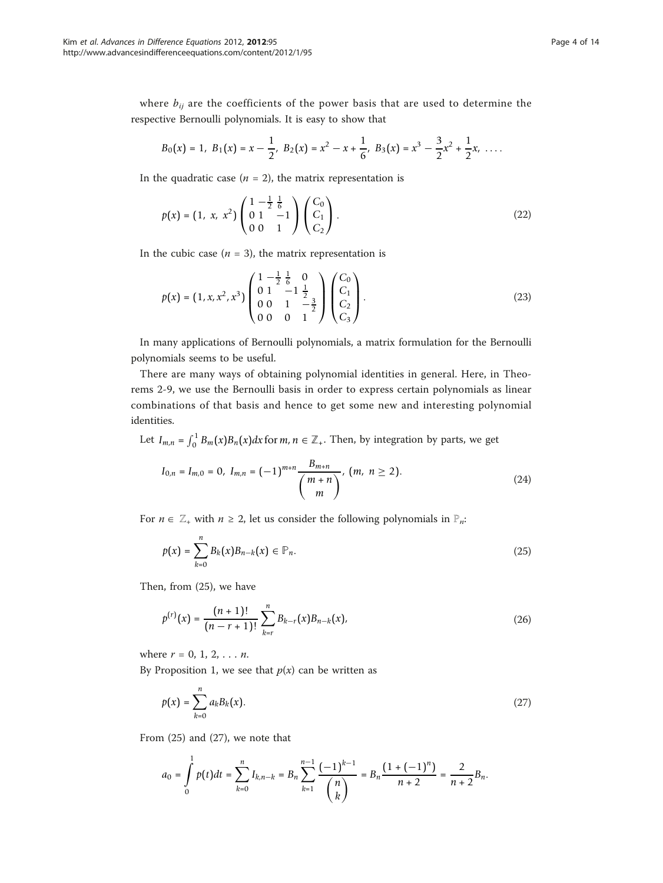where $b_{ij}$ are the coefficients of the power basis that are used to determine the respective Bernoulli polynomials. It is easy to show that

$$B_0(x) = 1,\ B_1(x) = x - \frac{1}{2},\ B_2(x) = x^2 - x + \frac{1}{6},\ B_3(x) = x^3 - \frac{3}{2}x^2 + \frac{1}{2}x,\ \ldots .$$

In the quadratic case ($n = 2$), the matrix representation is

$$p(x) = (1,\ x,\ x^2)\begin{pmatrix} 1 & -\frac{1}{2} & \frac{1}{6} \\ 0 & 1 & -1 \\ 0 & 0 & 1 \end{pmatrix}\begin{pmatrix} C_0 \\ C_1 \\ C_2 \end{pmatrix}. \tag{22}$$

In the cubic case ($n = 3$), the matrix representation is

$$p(x) = (1, x, x^2, x^3)\begin{pmatrix} 1 & -\frac{1}{2} & \frac{1}{6} & 0 \\ 0 & 1 & -1 & \frac{1}{2} \\ 0 & 0 & 1 & -\frac{3}{2} \\ 0 & 0 & 0 & 1 \end{pmatrix}\begin{pmatrix} C_0 \\ C_1 \\ C_2 \\ C_3 \end{pmatrix}. \tag{23}$$

In many applications of Bernoulli polynomials, a matrix formulation for the Bernoulli polynomials seems to be useful.

There are many ways of obtaining polynomial identities in general. Here, in Theorems 2-9, we use the Bernoulli basis in order to express certain polynomials as linear combinations of that basis and hence to get some new and interesting polynomial identities.

Let $I_{m,n} = \int_0^1 B_m(x)B_n(x)dx$ for $m, n \in \mathbb{Z}_+$. Then, by integration by parts, we get

$$I_{0,n} = I_{m,0} = 0,\ I_{m,n} = (-1)^{m+n}\frac{B_{m+n}}{\binom{m+n}{m}},\ (m,\ n \geq 2). \tag{24}$$

For $n \in \mathbb{Z}_+$ with $n \geq 2$, let us consider the following polynomials in $\mathbb{P}_n$:

$$p(x) = \sum_{k=0}^{n} B_k(x)B_{n-k}(x) \in \mathbb{P}_n. \tag{25}$$

Then, from (25), we have

$$p^{(r)}(x) = \frac{(n+1)!}{(n-r+1)!}\sum_{k=r}^{n} B_{k-r}(x)B_{n-k}(x), \tag{26}$$

where $r = 0, 1, 2, \ldots n$.

By Proposition 1, we see that $p(x)$ can be written as

$$p(x) = \sum_{k=0}^{n} a_k B_k(x). \tag{27}$$

From (25) and (27), we note that

$$a_0 = \int_0^1 p(t)dt = \sum_{k=0}^{n} I_{k,n-k} = B_n \sum_{k=1}^{n-1}\frac{(-1)^{k-1}}{\binom{n}{k}} = B_n\frac{(1+(-1)^n)}{n+2} = \frac{2}{n+2}B_n.$$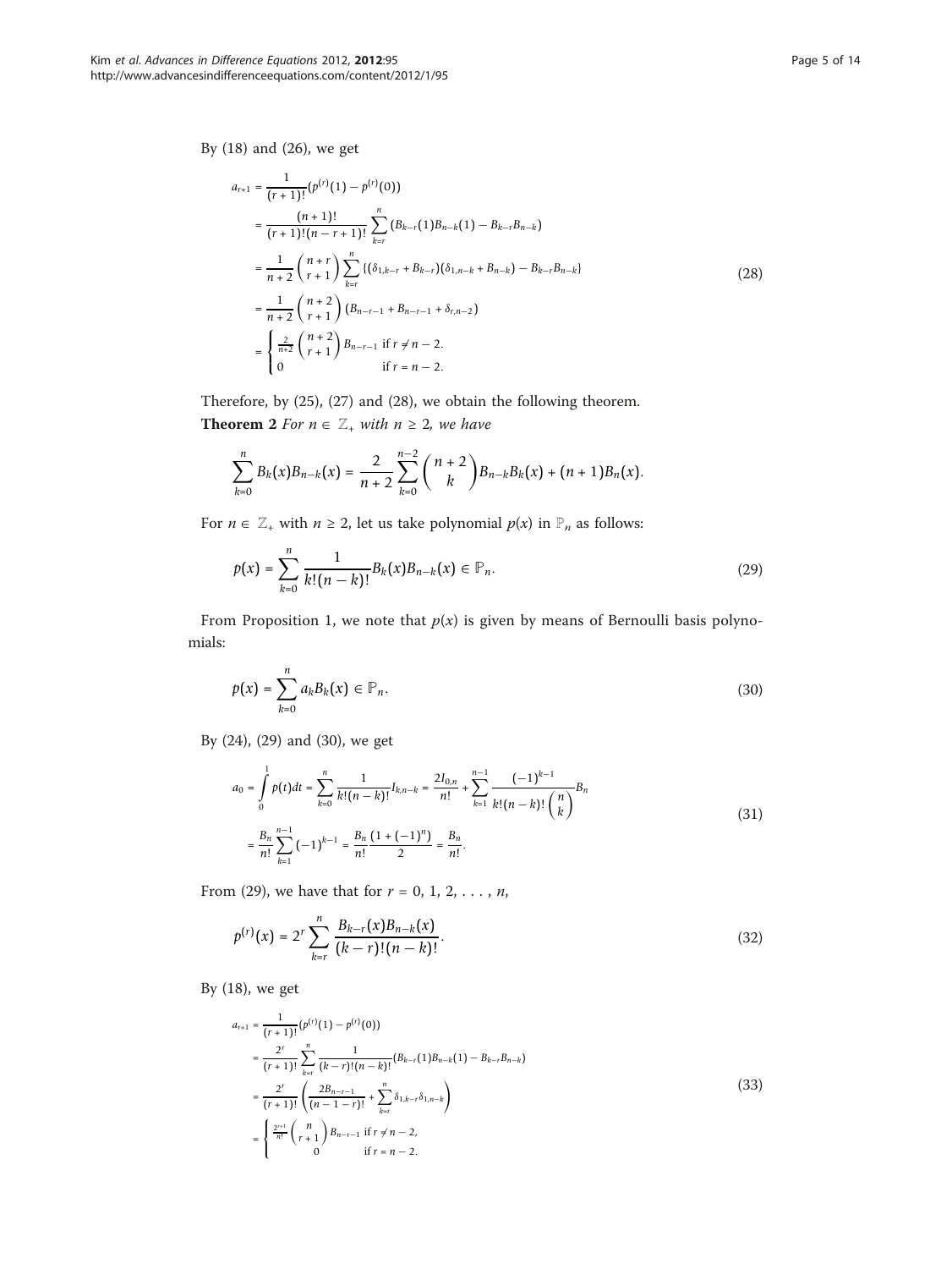By (18) and (26), we get

$$
\begin{aligned}
a_{r+1} &= \frac{1}{(r+1)!}\left(p^{(r)}(1) - p^{(r)}(0)\right) \\
&= \frac{(n+1)!}{(r+1)!(n-r+1)!}\sum_{k=r}^{n}\left(B_{k-r}(1)B_{n-k}(1) - B_{k-r}B_{n-k}\right) \\
&= \frac{1}{n+2}\binom{n+r}{r+1}\sum_{k=r}^{n}\left\{(\delta_{1,k-r} + B_{k-r})(\delta_{1,n-k} + B_{n-k}) - B_{k-r}B_{n-k}\right\} \\
&= \frac{1}{n+2}\binom{n+2}{r+1}\left(B_{n-r-1} + B_{n-r-1} + \delta_{r,n-2}\right) \\
&= \begin{cases} \frac{2}{n+2}\binom{n+2}{r+1}B_{n-r-1} & \text{if } r \neq n-2. \\ 0 & \text{if } r = n-2. \end{cases}
\end{aligned}
\tag{28}
$$

Therefore, by (25), (27) and (28), we obtain the following theorem.

**Theorem 2** *For $n \in \mathbb{Z}_+$ with $n \geq 2$, we have*

$$
\sum_{k=0}^{n} B_k(x)B_{n-k}(x) = \frac{2}{n+2}\sum_{k=0}^{n-2}\binom{n+2}{k}B_{n-k}B_k(x) + (n+1)B_n(x).
$$

For $n \in \mathbb{Z}_+$ with $n \geq 2$, let us take polynomial $p(x)$ in $\mathbb{P}_n$ as follows:

$$
p(x) = \sum_{k=0}^{n} \frac{1}{k!(n-k)!}B_k(x)B_{n-k}(x) \in \mathbb{P}_n. \tag{29}
$$

From Proposition 1, we note that $p(x)$ is given by means of Bernoulli basis polynomials:

$$
p(x) = \sum_{k=0}^{n} a_k B_k(x) \in \mathbb{P}_n. \tag{30}
$$

By (24), (29) and (30), we get

$$
\begin{aligned}
a_0 &= \int_0^1 p(t)dt = \sum_{k=0}^{n}\frac{1}{k!(n-k)!}I_{k,n-k} = \frac{2I_{0,n}}{n!} + \sum_{k=1}^{n-1}\frac{(-1)^{k-1}}{k!(n-k)!\binom{n}{k}}B_n \\
&= \frac{B_n}{n!}\sum_{k=1}^{n-1}(-1)^{k-1} = \frac{B_n}{n!}\frac{\left(1+(-1)^n\right)}{2} = \frac{B_n}{n!}.
\end{aligned}
\tag{31}
$$

From (29), we have that for $r = 0, 1, 2, \ldots, n$,

$$
p^{(r)}(x) = 2^r\sum_{k=r}^{n}\frac{B_{k-r}(x)B_{n-k}(x)}{(k-r)!(n-k)!}. \tag{32}
$$

By (18), we get

$$
\begin{aligned}
a_{r+1} &= \frac{1}{(r+1)!}\left(p^{(r)}(1) - p^{(r)}(0)\right) \\
&= \frac{2^r}{(r+1)!}\sum_{k=r}^{n}\frac{1}{(k-r)!(n-k)!}\left(B_{k-r}(1)B_{n-k}(1) - B_{k-r}B_{n-k}\right) \\
&= \frac{2^r}{(r+1)!}\left(\frac{2B_{n-r-1}}{(n-1-r)!} + \sum_{k=r}^{n}\delta_{1,k-r}\delta_{1,n-k}\right) \\
&= \begin{cases} \frac{2^{r+1}}{n!}\binom{n}{r+1}B_{n-r-1} & \text{if } r \neq n-2, \\ 0 & \text{if } r = n-2. \end{cases}
\end{aligned}
\tag{33}
$$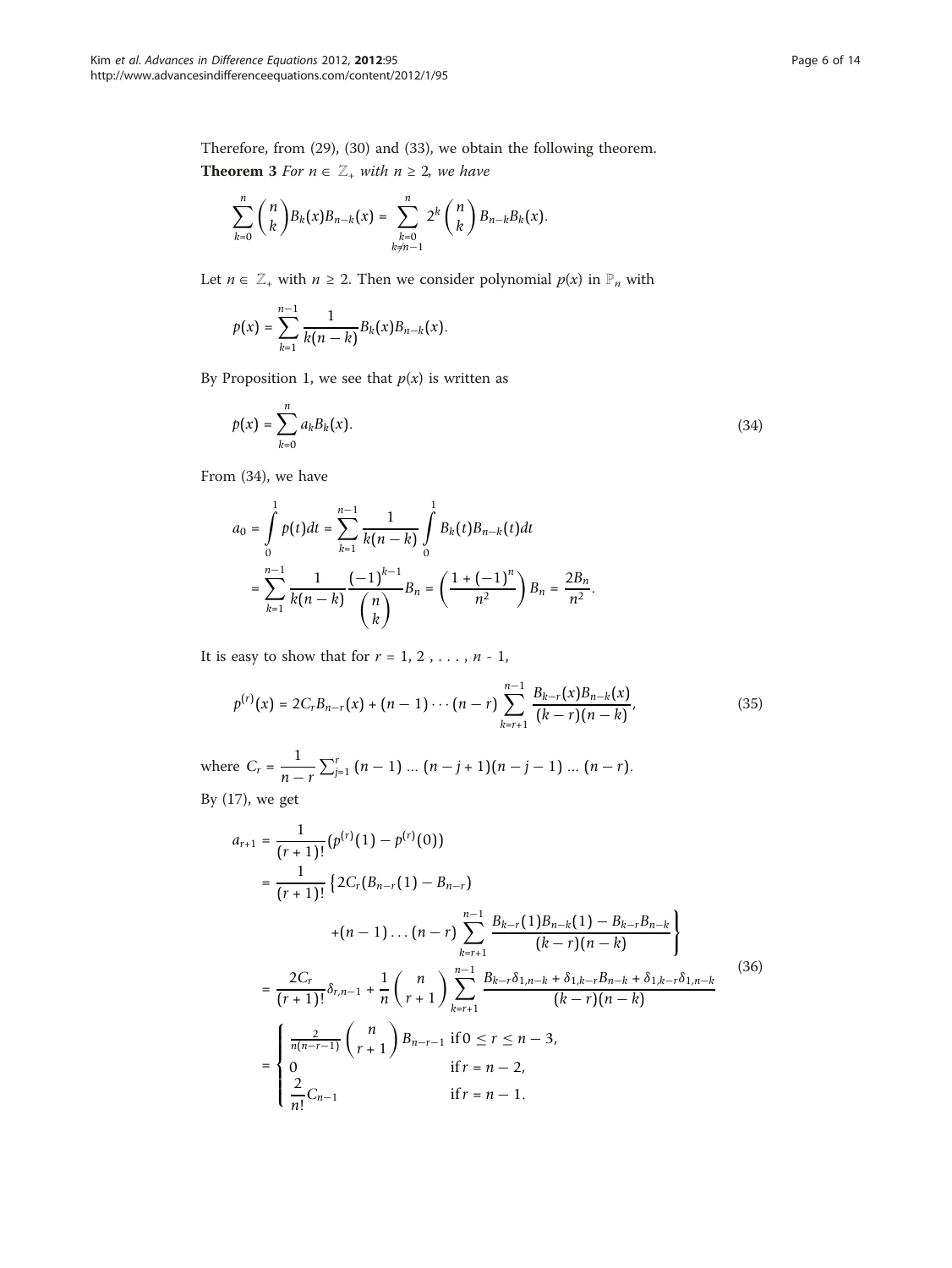Therefore, from (29), (30) and (33), we obtain the following theorem.

**Theorem 3** *For $n \in \mathbb{Z}_+$ with $n \geq 2$, we have*

$$\sum_{k=0}^{n} \binom{n}{k} B_k(x) B_{n-k}(x) = \sum_{\substack{k=0 \\ k \neq n-1}}^{n} 2^k \binom{n}{k} B_{n-k} B_k(x).$$

Let $n \in \mathbb{Z}_+$ with $n \geq 2$. Then we consider polynomial $p(x)$ in $\mathbb{P}_n$ with

$$p(x) = \sum_{k=1}^{n-1} \frac{1}{k(n-k)} B_k(x) B_{n-k}(x).$$

By Proposition 1, we see that $p(x)$ is written as

$$p(x) = \sum_{k=0}^{n} a_k B_k(x). \tag{34}$$

From (34), we have

$$\begin{aligned} a_0 &= \int_0^1 p(t)dt = \sum_{k=1}^{n-1} \frac{1}{k(n-k)} \int_0^1 B_k(t) B_{n-k}(t) dt \\ &= \sum_{k=1}^{n-1} \frac{1}{k(n-k)} \frac{(-1)^{k-1}}{\binom{n}{k}} B_n = \left( \frac{1 + (-1)^n}{n^2} \right) B_n = \frac{2B_n}{n^2}. \end{aligned}$$

It is easy to show that for $r = 1, 2, \ldots, n - 1$,

$$p^{(r)}(x) = 2C_r B_{n-r}(x) + (n-1) \cdots (n-r) \sum_{k=r+1}^{n-1} \frac{B_{k-r}(x) B_{n-k}(x)}{(k-r)(n-k)}, \tag{35}$$

where $C_r = \frac{1}{n-r} \sum_{j=1}^{r} (n-1) \ldots (n-j+1)(n-j-1) \ldots (n-r)$.

By (17), we get

$$\begin{aligned} a_{r+1} &= \frac{1}{(r+1)!} (p^{(r)}(1) - p^{(r)}(0)) \\ &= \frac{1}{(r+1)!} \Big\{ 2C_r (B_{n-r}(1) - B_{n-r}) \\ &\qquad + (n-1) \ldots (n-r) \sum_{k=r+1}^{n-1} \frac{B_{k-r}(1) B_{n-k}(1) - B_{k-r} B_{n-k}}{(k-r)(n-k)} \Big\} \\ &= \frac{2C_r}{(r+1)!} \delta_{r,n-1} + \frac{1}{n} \binom{n}{r+1} \sum_{k=r+1}^{n-1} \frac{B_{k-r} \delta_{1,n-k} + \delta_{1,k-r} B_{n-k} + \delta_{1,k-r} \delta_{1,n-k}}{(k-r)(n-k)} \\ &= \begin{cases} \frac{2}{n(n-r-1)} \binom{n}{r+1} B_{n-r-1} & \text{if } 0 \leq r \leq n-3, \\ 0 & \text{if } r = n-2, \\ \frac{2}{n!} C_{n-1} & \text{if } r = n-1. \end{cases} \end{aligned} \tag{36}$$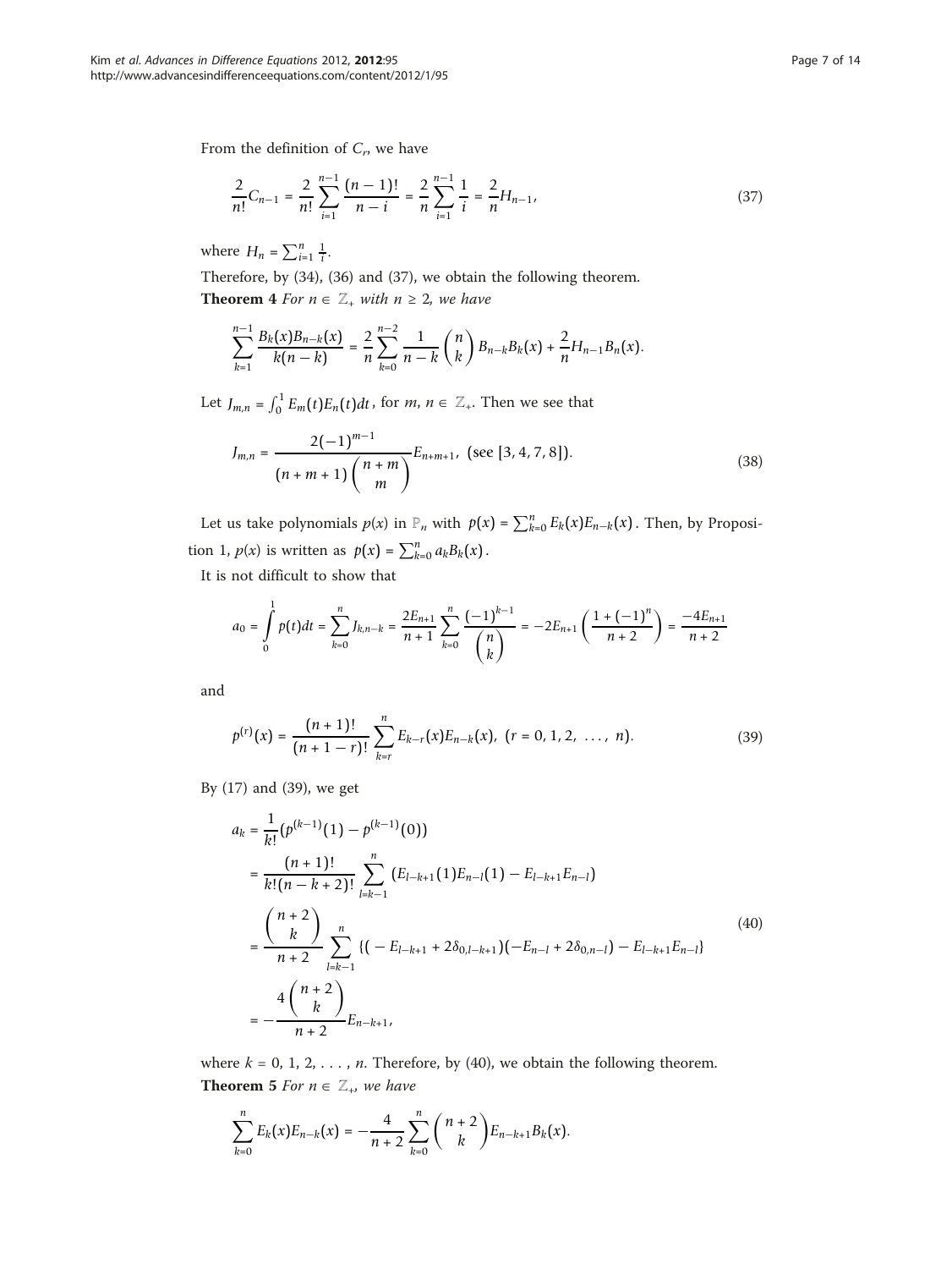From the definition of $C_r$, we have

$$\frac{2}{n!}C_{n-1} = \frac{2}{n!}\sum_{i=1}^{n-1}\frac{(n-1)!}{n-i} = \frac{2}{n}\sum_{i=1}^{n-1}\frac{1}{i} = \frac{2}{n}H_{n-1}, \tag{37}$$

where $H_n = \sum_{i=1}^{n}\frac{1}{i}$.

Therefore, by (34), (36) and (37), we obtain the following theorem.

**Theorem 4** *For $n \in \mathbb{Z}_+$ with $n \geq 2$, we have*

$$\sum_{k=1}^{n-1}\frac{B_k(x)B_{n-k}(x)}{k(n-k)} = \frac{2}{n}\sum_{k=0}^{n-2}\frac{1}{n-k}\binom{n}{k}B_{n-k}B_k(x) + \frac{2}{n}H_{n-1}B_n(x).$$

Let $J_{m,n} = \int_0^1 E_m(t)E_n(t)dt$, for $m, n \in \mathbb{Z}_+$. Then we see that

$$J_{m,n} = \frac{2(-1)^{m-1}}{(n+m+1)\binom{n+m}{m}}E_{n+m+1}, \text{ (see [3, 4, 7, 8])}. \tag{38}$$

Let us take polynomials $p(x)$ in $\mathbb{P}_n$ with $p(x) = \sum_{k=0}^{n}E_k(x)E_{n-k}(x)$. Then, by Proposition 1, $p(x)$ is written as $p(x) = \sum_{k=0}^{n}a_kB_k(x)$.

It is not difficult to show that

$$a_0 = \int_0^1 p(t)dt = \sum_{k=0}^{n}J_{k,n-k} = \frac{2E_{n+1}}{n+1}\sum_{k=0}^{n}\frac{(-1)^{k-1}}{\binom{n}{k}} = -2E_{n+1}\left(\frac{1+(-1)^n}{n+2}\right) = \frac{-4E_{n+1}}{n+2}$$

and

$$p^{(r)}(x) = \frac{(n+1)!}{(n+1-r)!}\sum_{k=r}^{n}E_{k-r}(x)E_{n-k}(x), \ (r = 0, 1, 2, \ldots, n). \tag{39}$$

By (17) and (39), we get

$$\begin{aligned}
a_k &= \frac{1}{k!}(p^{(k-1)}(1) - p^{(k-1)}(0)) \\
&= \frac{(n+1)!}{k!(n-k+2)!}\sum_{l=k-1}^{n}(E_{l-k+1}(1)E_{n-l}(1) - E_{l-k+1}E_{n-l}) \\
&= \frac{\binom{n+2}{k}}{n+2}\sum_{l=k-1}^{n}\{(-E_{l-k+1} + 2\delta_{0,l-k+1})(-E_{n-l} + 2\delta_{0,n-l}) - E_{l-k+1}E_{n-l}\} \\
&= -\frac{4\binom{n+2}{k}}{n+2}E_{n-k+1},
\end{aligned} \tag{40}$$

where $k = 0, 1, 2, \ldots, n$. Therefore, by (40), we obtain the following theorem.

**Theorem 5** *For $n \in \mathbb{Z}_+$, we have*

$$\sum_{k=0}^{n}E_k(x)E_{n-k}(x) = -\frac{4}{n+2}\sum_{k=0}^{n}\binom{n+2}{k}E_{n-k+1}B_k(x).$$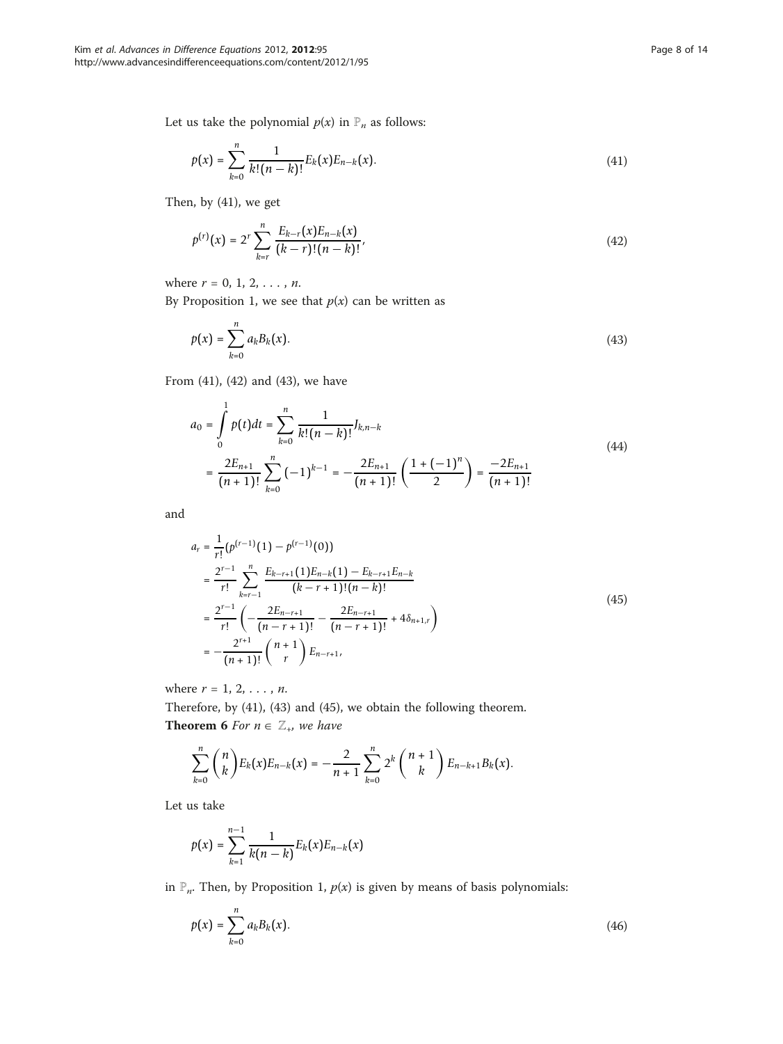Let us take the polynomial $p(x)$ in $\mathbb{P}_n$ as follows:

$$p(x) = \sum_{k=0}^{n} \frac{1}{k!(n-k)!} E_k(x) E_{n-k}(x). \tag{41}$$

Then, by (41), we get

$$p^{(r)}(x) = 2^r \sum_{k=r}^{n} \frac{E_{k-r}(x) E_{n-k}(x)}{(k-r)!(n-k)!}, \tag{42}$$

where $r = 0, 1, 2, \ldots, n$.

By Proposition 1, we see that $p(x)$ can be written as

$$p(x) = \sum_{k=0}^{n} a_k B_k(x). \tag{43}$$

From (41), (42) and (43), we have

$$\begin{aligned} a_0 &= \int_0^1 p(t)dt = \sum_{k=0}^{n} \frac{1}{k!(n-k)!} J_{k,n-k} \\ &= \frac{2E_{n+1}}{(n+1)!} \sum_{k=0}^{n} (-1)^{k-1} = -\frac{2E_{n+1}}{(n+1)!} \left( \frac{1 + (-1)^n}{2} \right) = \frac{-2E_{n+1}}{(n+1)!} \end{aligned} \tag{44}$$

and

$$\begin{aligned} a_r &= \frac{1}{r!} (p^{(r-1)}(1) - p^{(r-1)}(0)) \\ &= \frac{2^{r-1}}{r!} \sum_{k=r-1}^{n} \frac{E_{k-r+1}(1) E_{n-k}(1) - E_{k-r+1} E_{n-k}}{(k-r+1)!(n-k)!} \\ &= \frac{2^{r-1}}{r!} \left( -\frac{2E_{n-r+1}}{(n-r+1)!} - \frac{2E_{n-r+1}}{(n-r+1)!} + 4\delta_{n+1,r} \right) \\ &= -\frac{2^{r+1}}{(n+1)!} \binom{n+1}{r} E_{n-r+1}, \end{aligned} \tag{45}$$

where $r = 1, 2, \ldots, n$.

Therefore, by (41), (43) and (45), we obtain the following theorem.

**Theorem 6** *For $n \in \mathbb{Z}_+$, we have*

$$\sum_{k=0}^{n} \binom{n}{k} E_k(x) E_{n-k}(x) = -\frac{2}{n+1} \sum_{k=0}^{n} 2^k \binom{n+1}{k} E_{n-k+1} B_k(x).$$

Let us take

$$p(x) = \sum_{k=1}^{n-1} \frac{1}{k(n-k)} E_k(x) E_{n-k}(x)$$

in $\mathbb{P}_n$. Then, by Proposition 1, $p(x)$ is given by means of basis polynomials:

$$p(x) = \sum_{k=0}^{n} a_k B_k(x). \tag{46}$$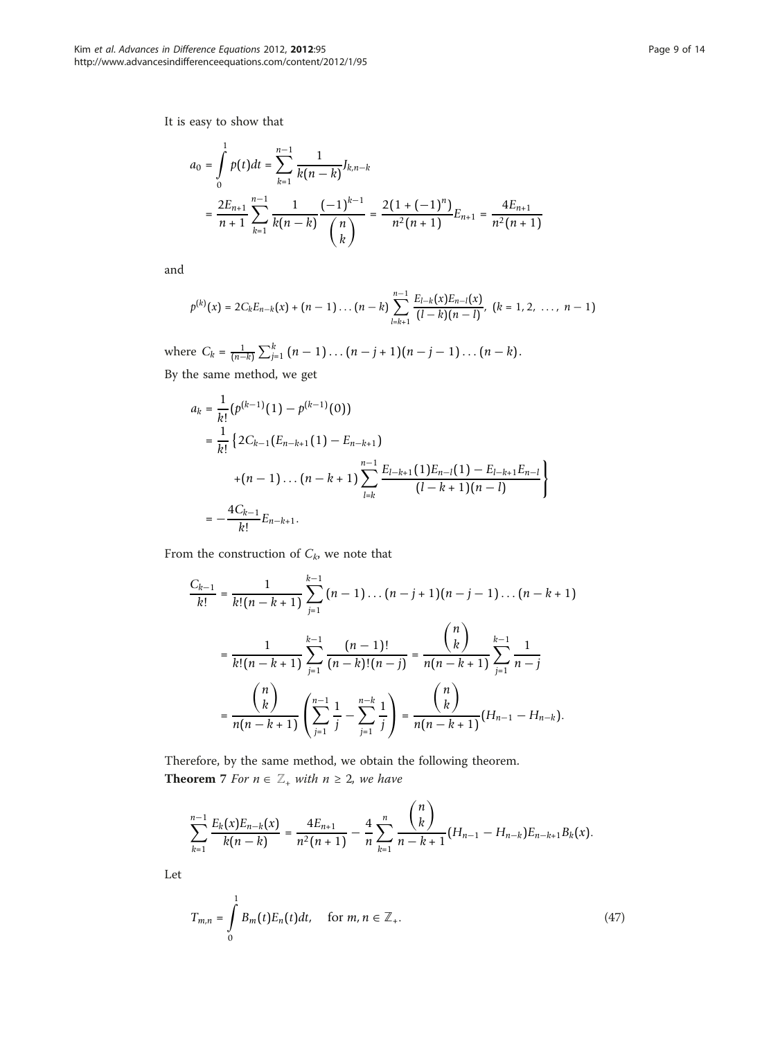It is easy to show that

$$
\begin{aligned}
a_0 &= \int_0^1 p(t)dt = \sum_{k=1}^{n-1} \frac{1}{k(n-k)} J_{k,n-k} \\
&= \frac{2E_{n+1}}{n+1} \sum_{k=1}^{n-1} \frac{1}{k(n-k)} \frac{(-1)^{k-1}}{\binom{n}{k}} = \frac{2(1+(-1)^n)}{n^2(n+1)} E_{n+1} = \frac{4E_{n+1}}{n^2(n+1)}
\end{aligned}
$$

and

$$
p^{(k)}(x) = 2C_k E_{n-k}(x) + (n-1)\dots(n-k) \sum_{l=k+1}^{n-1} \frac{E_{l-k}(x)E_{n-l}(x)}{(l-k)(n-l)}, \ (k = 1, 2, \dots, n-1)
$$

where $C_k = \frac{1}{(n-k)} \sum_{j=1}^{k} (n-1)\dots(n-j+1)(n-j-1)\dots(n-k)$.

By the same method, we get

$$
\begin{aligned}
a_k &= \frac{1}{k!}(p^{(k-1)}(1) - p^{(k-1)}(0)) \\
&= \frac{1}{k!}\Big\{2C_{k-1}(E_{n-k+1}(1) - E_{n-k+1}) \\
&\quad + (n-1)\dots(n-k+1) \sum_{l=k}^{n-1} \frac{E_{l-k+1}(1)E_{n-l}(1) - E_{l-k+1}E_{n-l}}{(l-k+1)(n-l)}\Big\} \\
&= -\frac{4C_{k-1}}{k!} E_{n-k+1}.
\end{aligned}
$$

From the construction of $C_k$, we note that

$$
\begin{aligned}
\frac{C_{k-1}}{k!} &= \frac{1}{k!(n-k+1)} \sum_{j=1}^{k-1} (n-1)\dots(n-j+1)(n-j-1)\dots(n-k+1) \\
&= \frac{1}{k!(n-k+1)} \sum_{j=1}^{k-1} \frac{(n-1)!}{(n-k)!(n-j)} = \frac{\binom{n}{k}}{n(n-k+1)} \sum_{j=1}^{k-1} \frac{1}{n-j} \\
&= \frac{\binom{n}{k}}{n(n-k+1)} \left( \sum_{j=1}^{n-1} \frac{1}{j} - \sum_{j=1}^{n-k} \frac{1}{j} \right) = \frac{\binom{n}{k}}{n(n-k+1)} (H_{n-1} - H_{n-k}).
\end{aligned}
$$

Therefore, by the same method, we obtain the following theorem.

**Theorem 7** *For $n \in \mathbb{Z}_+$ with $n \geq 2$, we have*

$$
\sum_{k=1}^{n-1} \frac{E_k(x)E_{n-k}(x)}{k(n-k)} = \frac{4E_{n+1}}{n^2(n+1)} - \frac{4}{n} \sum_{k=1}^{n} \frac{\binom{n}{k}}{n-k+1} (H_{n-1} - H_{n-k}) E_{n-k+1} B_k(x).
$$

Let

$$
T_{m,n} = \int_0^1 B_m(t)E_n(t)dt, \quad \text{for } m, n \in \mathbb{Z}_+. \tag{47}
$$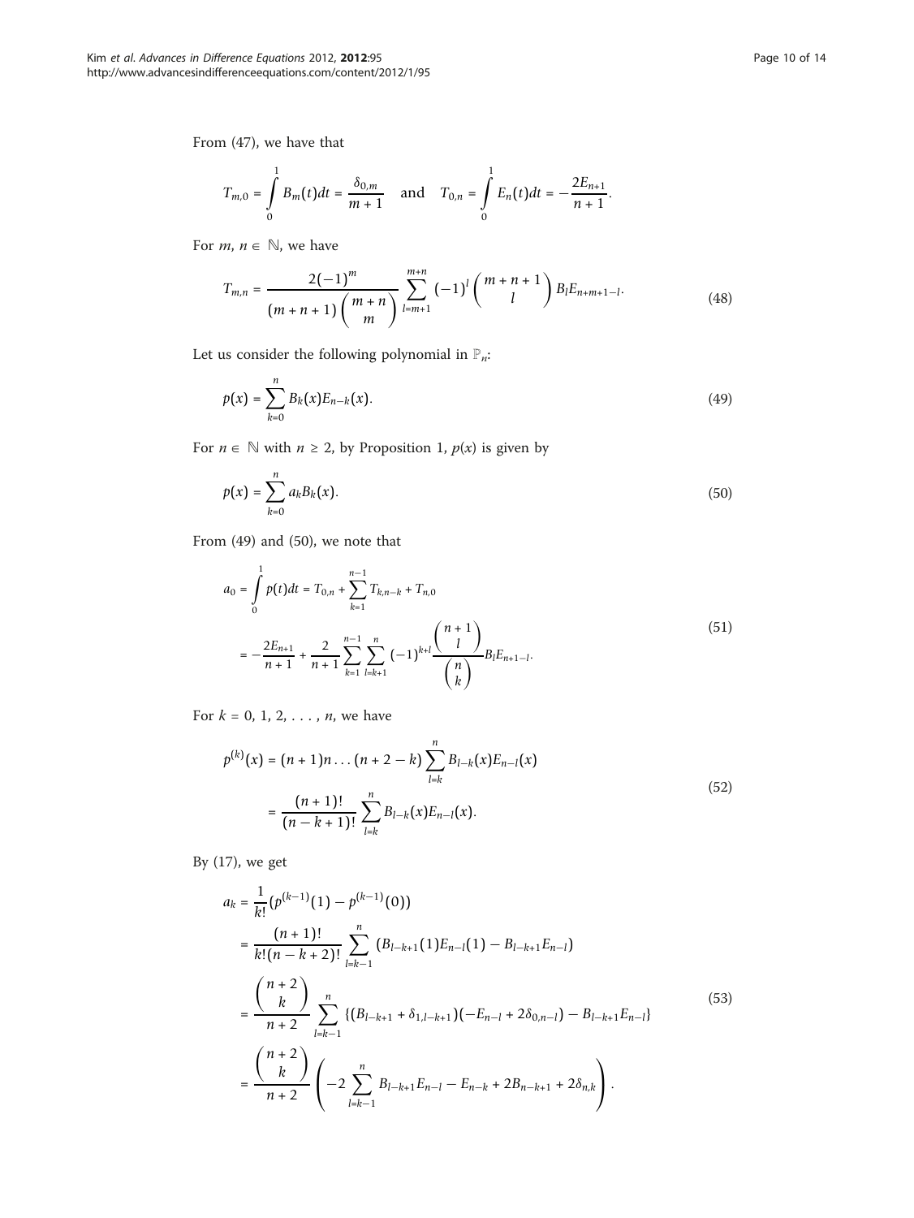From (47), we have that

$$T_{m,0} = \int_0^1 B_m(t)dt = \frac{\delta_{0,m}}{m+1} \quad \text{and} \quad T_{0,n} = \int_0^1 E_n(t)dt = -\frac{2E_{n+1}}{n+1}.$$

For $m, n \in \mathbb{N}$, we have

$$T_{m,n} = \frac{2(-1)^m}{(m+n+1)\binom{m+n}{m}} \sum_{l=m+1}^{m+n} (-1)^l \binom{m+n+1}{l} B_l E_{n+m+1-l}. \tag{48}$$

Let us consider the following polynomial in $\mathbb{P}_n$:

$$p(x) = \sum_{k=0}^{n} B_k(x) E_{n-k}(x). \tag{49}$$

For $n \in \mathbb{N}$ with $n \geq 2$, by Proposition 1, $p(x)$ is given by

$$p(x) = \sum_{k=0}^{n} a_k B_k(x). \tag{50}$$

From (49) and (50), we note that

$$\begin{aligned} a_0 &= \int_0^1 p(t)dt = T_{0,n} + \sum_{k=1}^{n-1} T_{k,n-k} + T_{n,0} \\ &= -\frac{2E_{n+1}}{n+1} + \frac{2}{n+1} \sum_{k=1}^{n-1} \sum_{l=k+1}^{n} (-1)^{k+l} \frac{\binom{n+1}{l}}{\binom{n}{k}} B_l E_{n+1-l}. \end{aligned} \tag{51}$$

For $k = 0, 1, 2, \ldots, n$, we have

$$\begin{aligned} p^{(k)}(x) &= (n+1)n \ldots (n+2-k) \sum_{l=k}^{n} B_{l-k}(x) E_{n-l}(x) \\ &= \frac{(n+1)!}{(n-k+1)!} \sum_{l=k}^{n} B_{l-k}(x) E_{n-l}(x). \end{aligned} \tag{52}$$

By (17), we get

$$\begin{aligned} a_k &= \frac{1}{k!}\left(p^{(k-1)}(1) - p^{(k-1)}(0)\right) \\ &= \frac{(n+1)!}{k!(n-k+2)!} \sum_{l=k-1}^{n} \left(B_{l-k+1}(1)E_{n-l}(1) - B_{l-k+1}E_{n-l}\right) \\ &= \frac{\binom{n+2}{k}}{n+2} \sum_{l=k-1}^{n} \left\{(B_{l-k+1} + \delta_{1,l-k+1})(-E_{n-l} + 2\delta_{0,n-l}) - B_{l-k+1}E_{n-l}\right\} \\ &= \frac{\binom{n+2}{k}}{n+2} \left(-2\sum_{l=k-1}^{n} B_{l-k+1}E_{n-l} - E_{n-k} + 2B_{n-k+1} + 2\delta_{n,k}\right). \end{aligned} \tag{53}$$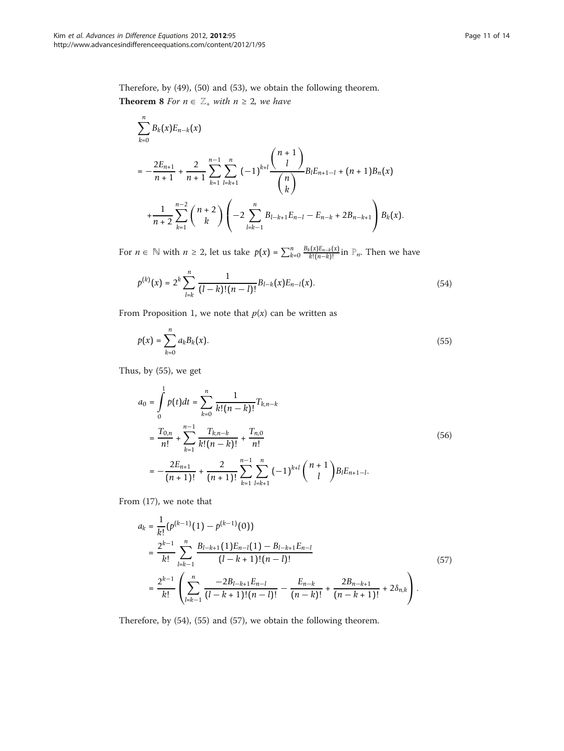Therefore, by (49), (50) and (53), we obtain the following theorem.

**Theorem 8** *For $n \in \mathbb{Z}_+$ with $n \geq 2$, we have*

$$
\begin{aligned}
&\sum_{k=0}^{n} B_k(x)E_{n-k}(x) \\
&= -\frac{2E_{n+1}}{n+1} + \frac{2}{n+1}\sum_{k=1}^{n-1}\sum_{l=k+1}^{n}(-1)^{k+l}\frac{\binom{n+1}{l}}{\binom{n}{k}}B_l E_{n+1-l} + (n+1)B_n(x) \\
&\quad + \frac{1}{n+2}\sum_{k=1}^{n-2}\binom{n+2}{k}\left(-2\sum_{l=k-1}^{n} B_{l-k+1}E_{n-l} - E_{n-k} + 2B_{n-k+1}\right)B_k(x).
\end{aligned}
$$

For $n \in \mathbb{N}$ with $n \geq 2$, let us take $p(x) = \sum_{k=0}^{n} \frac{B_k(x)E_{n-k}(x)}{k!(n-k)!}$ in $\mathbb{P}_n$. Then we have

$$
p^{(k)}(x) = 2^k \sum_{l=k}^{n} \frac{1}{(l-k)!(n-l)!} B_{l-k}(x)E_{n-l}(x). \tag{54}
$$

From Proposition 1, we note that $p(x)$ can be written as

$$
p(x) = \sum_{k=0}^{n} a_k B_k(x). \tag{55}
$$

Thus, by (55), we get

$$
\begin{aligned}
a_0 &= \int_0^1 p(t)dt = \sum_{k=0}^{n} \frac{1}{k!(n-k)!} T_{k,n-k} \\
&= \frac{T_{0,n}}{n!} + \sum_{k=1}^{n-1} \frac{T_{k,n-k}}{k!(n-k)!} + \frac{T_{n,0}}{n!} \\
&= -\frac{2E_{n+1}}{(n+1)!} + \frac{2}{(n+1)!}\sum_{k=1}^{n-1}\sum_{l=k+1}^{n}(-1)^{k+l}\binom{n+1}{l}B_l E_{n+1-l}.
\end{aligned} \tag{56}
$$

From (17), we note that

$$
\begin{aligned}
a_k &= \frac{1}{k!}\left(p^{(k-1)}(1) - p^{(k-1)}(0)\right) \\
&= \frac{2^{k-1}}{k!}\sum_{l=k-1}^{n} \frac{B_{l-k+1}(1)E_{n-l}(1) - B_{l-k+1}E_{n-l}}{(l-k+1)!(n-l)!} \\
&= \frac{2^{k-1}}{k!}\left(\sum_{l=k-1}^{n} \frac{-2B_{l-k+1}E_{n-l}}{(l-k+1)!(n-l)!} - \frac{E_{n-k}}{(n-k)!} + \frac{2B_{n-k+1}}{(n-k+1)!} + 2\delta_{n,k}\right).
\end{aligned} \tag{57}
$$

Therefore, by (54), (55) and (57), we obtain the following theorem.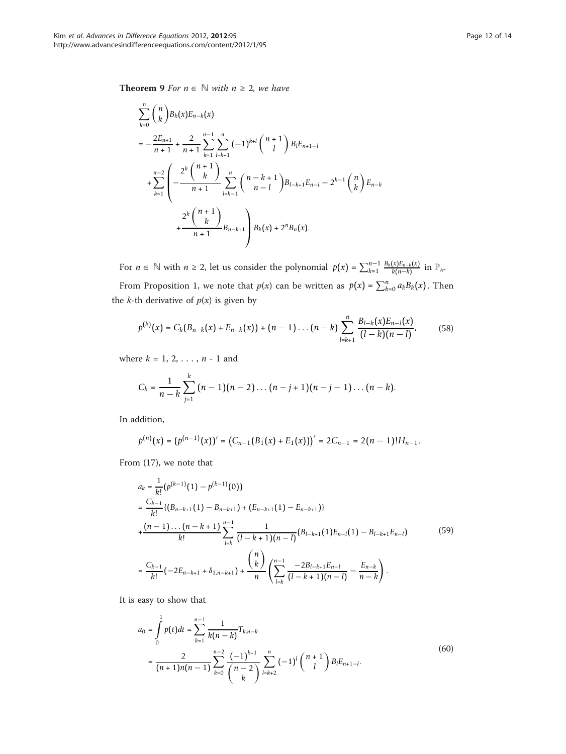**Theorem 9** *For $n \in \mathbb{N}$ with $n \geq 2$, we have*

$$
\begin{aligned}
&\sum_{k=0}^{n} \binom{n}{k} B_k(x) E_{n-k}(x) \\
&= -\frac{2E_{n+1}}{n+1} + \frac{2}{n+1} \sum_{k=1}^{n-1} \sum_{l=k+1}^{n} (-1)^{k+l} \binom{n+1}{l} B_l E_{n+1-l} \\
&+ \sum_{k=1}^{n-2} \left( -\frac{2^k \binom{n+1}{k}}{n+1} \sum_{l=k-1}^{n} \binom{n-k+1}{n-l} B_{l-k+1} E_{n-l} - 2^{k-1} \binom{n}{k} E_{n-k} \right. \\
&\left. + \frac{2^k \binom{n+1}{k}}{n+1} B_{n-k+1} \right) B_k(x) + 2^n B_n(x).
\end{aligned}
$$

For $n \in \mathbb{N}$ with $n \geq 2$, let us consider the polynomial $p(x) = \sum_{k=1}^{n-1} \frac{B_k(x) E_{n-k}(x)}{k(n-k)}$ in $\mathbb{P}_n$.

From Proposition 1, we note that $p(x)$ can be written as $p(x) = \sum_{k=0}^{n} a_k B_k(x)$. Then the $k$-th derivative of $p(x)$ is given by

$$
p^{(k)}(x) = C_k(B_{n-k}(x) + E_{n-k}(x)) + (n-1)\dots(n-k) \sum_{l=k+1}^{n} \frac{B_{l-k}(x) E_{n-l}(x)}{(l-k)(n-l)}, \tag{58}
$$

where $k = 1, 2, \dots, n-1$ and

$$
C_k = \frac{1}{n-k} \sum_{j=1}^{k} (n-1)(n-2)\dots(n-j+1)(n-j-1)\dots(n-k).
$$

In addition,

$$
p^{(n)}(x) = (p^{(n-1)}(x))' = \left(C_{n-1}(B_1(x) + E_1(x))\right)' = 2C_{n-1} = 2(n-1)! H_{n-1}.
$$

From (17), we note that

$$
\begin{aligned}
a_k &= \frac{1}{k!}(p^{(k-1)}(1) - p^{(k-1)}(0)) \\
&= \frac{C_{k-1}}{k!}\{(B_{n-k+1}(1) - B_{n-k+1}) + (E_{n-k+1}(1) - E_{n-k+1})\} \\
&+ \frac{(n-1)\dots(n-k+1)}{k!} \sum_{l=k}^{n-1} \frac{1}{(l-k+1)(n-l)} (B_{l-k+1}(1) E_{n-l}(1) - B_{l-k+1} E_{n-l}) \\
&= \frac{C_{k-1}}{k!}(-2E_{n-k+1} + \delta_{1,n-k+1}) + \frac{\binom{n}{k}}{n} \left( \sum_{l=k}^{n-1} \frac{-2B_{l-k+1} E_{n-l}}{(l-k+1)(n-l)} - \frac{E_{n-k}}{n-k} \right).
\end{aligned} \tag{59}
$$

It is easy to show that

$$
\begin{aligned}
a_0 &= \int_0^1 p(t) dt = \sum_{k=1}^{n-1} \frac{1}{k(n-k)} T_{k,n-k} \\
&= \frac{2}{(n+1)n(n-1)} \sum_{k=0}^{n-2} \frac{(-1)^{k+1}}{\binom{n-2}{k}} \sum_{l=k+2}^{n} (-1)^l \binom{n+1}{l} B_l E_{n+1-l}.
\end{aligned} \tag{60}
$$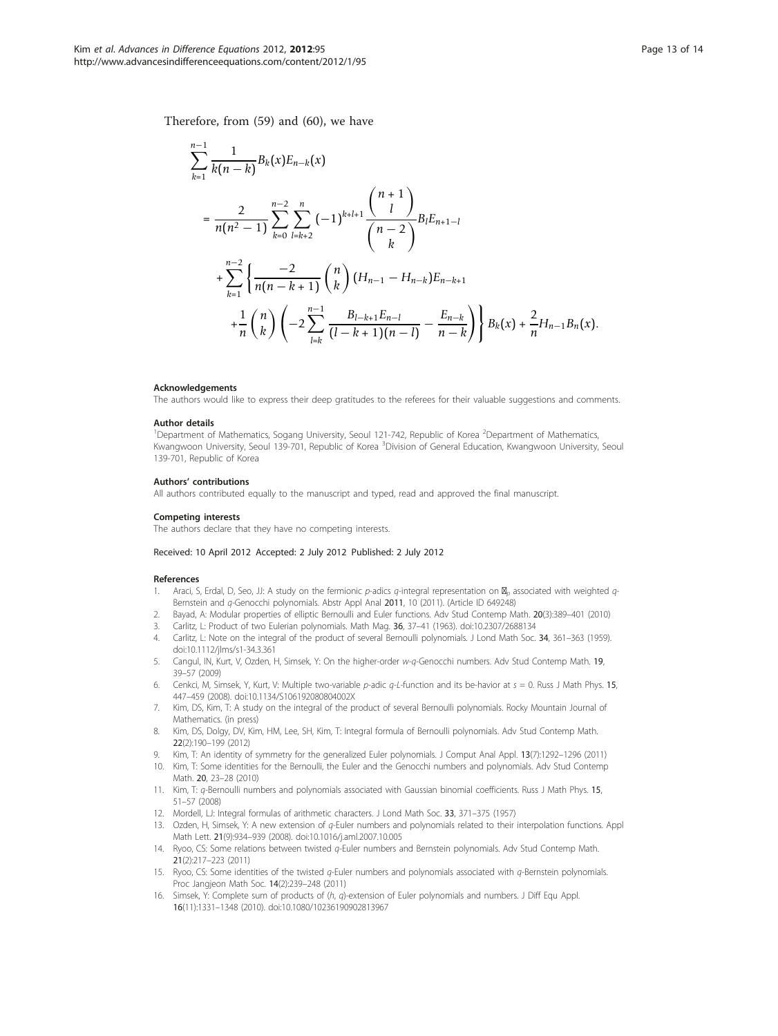Therefore, from (59) and (60), we have

$$
\begin{aligned}
&\sum_{k=1}^{n-1} \frac{1}{k(n-k)} B_k(x) E_{n-k}(x) \\
&= \frac{2}{n(n^2-1)} \sum_{k=0}^{n-2} \sum_{l=k+2}^{n} (-1)^{k+l+1} \frac{\binom{n+1}{l}}{\binom{n-2}{k}} B_l E_{n+1-l} \\
&\quad + \sum_{k=1}^{n-2} \left\{ \frac{-2}{n(n-k+1)} \binom{n}{k} (H_{n-1} - H_{n-k}) E_{n-k+1} \right. \\
&\quad \left. + \frac{1}{n} \binom{n}{k} \left( -2 \sum_{l=k}^{n-1} \frac{B_{l-k+1} E_{n-l}}{(l-k+1)(n-l)} - \frac{E_{n-k}}{n-k} \right) \right\} B_k(x) + \frac{2}{n} H_{n-1} B_n(x).
\end{aligned}
$$

#### Acknowledgements
The authors would like to express their deep gratitudes to the referees for their valuable suggestions and comments.

#### Author details
[1]Department of Mathematics, Sogang University, Seoul 121-742, Republic of Korea [2]Department of Mathematics, Kwangwoon University, Seoul 139-701, Republic of Korea [3]Division of General Education, Kwangwoon University, Seoul 139-701, Republic of Korea

#### Authors' contributions
All authors contributed equally to the manuscript and typed, read and approved the final manuscript.

#### Competing interests
The authors declare that they have no competing interests.

Received: 10 April 2012 Accepted: 2 July 2012 Published: 2 July 2012

#### References
1. Araci, S, Erdal, D, Seo, JJ: A study on the fermionic $p$-adics $q$-integral representation on $\mathbb{Z}_p$ associated with weighted $q$-Bernstein and $q$-Genocchi polynomials. Abstr Appl Anal **2011**, 10 (2011). (Article ID 649248)
2. Bayad, A: Modular properties of elliptic Bernoulli and Euler functions. Adv Stud Contemp Math. **20**(3):389–401 (2010)
3. Carlitz, L: Product of two Eulerian polynomials. Math Mag. **36**, 37–41 (1963). doi:10.2307/2688134
4. Carlitz, L: Note on the integral of the product of several Bernoulli polynomials. J Lond Math Soc. **34**, 361–363 (1959). doi:10.1112/jlms/s1-34.3.361
5. Cangul, IN, Kurt, V, Ozden, H, Simsek, Y: On the higher-order $w$-$q$-Genocchi numbers. Adv Stud Contemp Math. **19**, 39–57 (2009)
6. Cenkci, M, Simsek, Y, Kurt, V: Multiple two-variable $p$-adic $q$-$L$-function and its be-havior at $s = 0$. Russ J Math Phys. **15**, 447–459 (2008). doi:10.1134/S106192080804002X
7. Kim, DS, Kim, T: A study on the integral of the product of several Bernoulli polynomials. Rocky Mountain Journal of Mathematics. (in press)
8. Kim, DS, Dolgy, DV, Kim, HM, Lee, SH, Kim, T: Integral formula of Bernoulli polynomials. Adv Stud Contemp Math. **22**(2):190–199 (2012)
9. Kim, T: An identity of symmetry for the generalized Euler polynomials. J Comput Anal Appl. **13**(7):1292–1296 (2011)
10. Kim, T: Some identities for the Bernoulli, the Euler and the Genocchi numbers and polynomials. Adv Stud Contemp Math. **20**, 23–28 (2010)
11. Kim, T: $q$-Bernoulli numbers and polynomials associated with Gaussian binomial coefficients. Russ J Math Phys. **15**, 51–57 (2008)
12. Mordell, LJ: Integral formulas of arithmetic characters. J Lond Math Soc. **33**, 371–375 (1957)
13. Ozden, H, Simsek, Y: A new extension of $q$-Euler numbers and polynomials related to their interpolation functions. Appl Math Lett. **21**(9):934–939 (2008). doi:10.1016/j.aml.2007.10.005
14. Ryoo, CS: Some relations between twisted $q$-Euler numbers and Bernstein polynomials. Adv Stud Contemp Math. **21**(2):217–223 (2011)
15. Ryoo, CS: Some identities of the twisted $q$-Euler numbers and polynomials associated with $q$-Bernstein polynomials. Proc Jangjeon Math Soc. **14**(2):239–248 (2011)
16. Simsek, Y: Complete sum of products of $(h, q)$-extension of Euler polynomials and numbers. J Diff Equ Appl. **16**(11):1331–1348 (2010). doi:10.1080/10236190902813967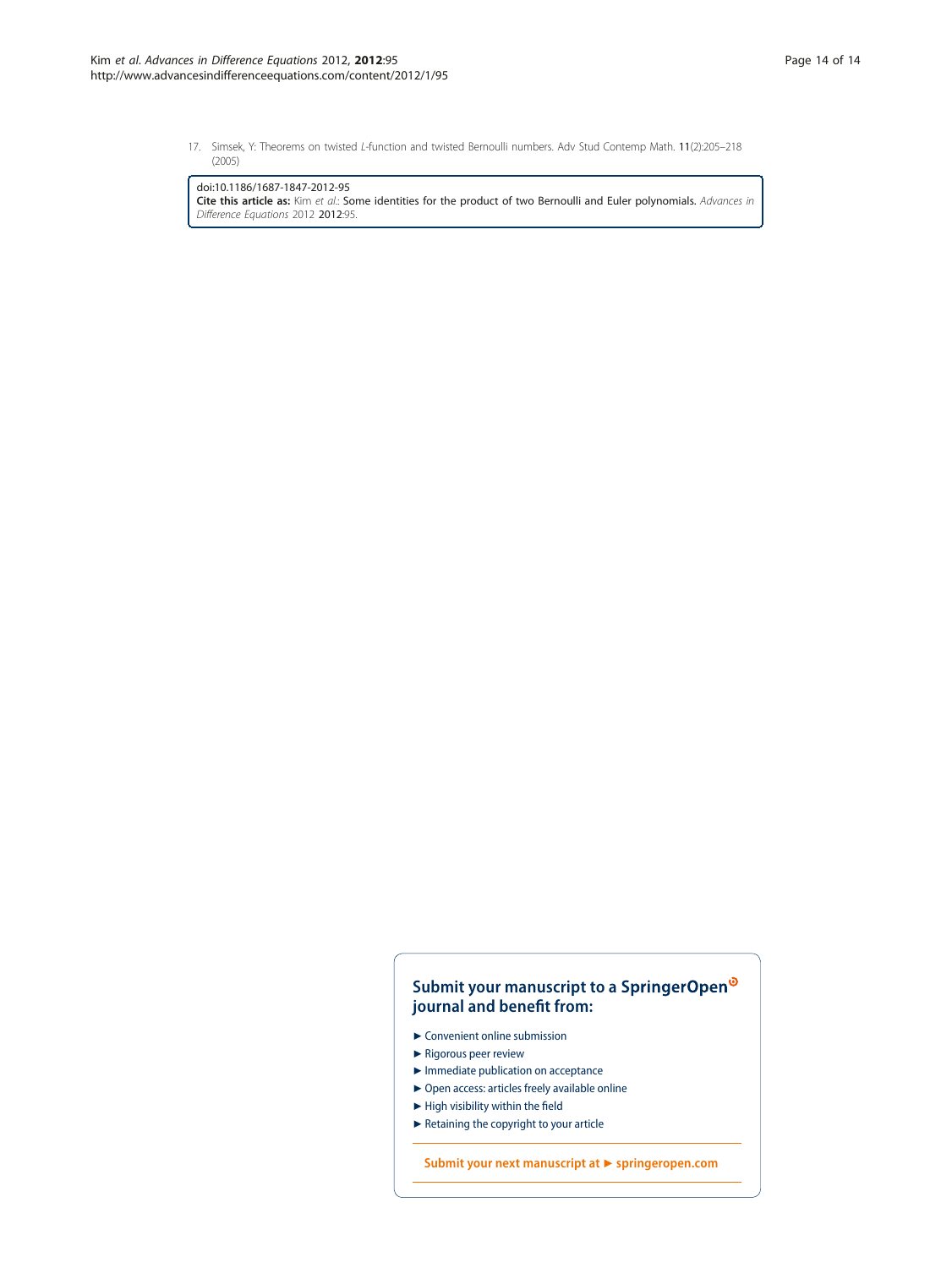17. Simsek, Y: Theorems on twisted *L*-function and twisted Bernoulli numbers. Adv Stud Contemp Math. **11**(2):205–218 (2005)

doi:10.1186/1687-1847-2012-95

**Cite this article as:** Kim *et al.*: Some identities for the product of two Bernoulli and Euler polynomials. *Advances in Difference Equations* 2012 **2012**:95.

**Submit your manuscript to a SpringerOpen journal and benefit from:**

- ► Convenient online submission
- ► Rigorous peer review
- ► Immediate publication on acceptance
- ► Open access: articles freely available online
- ► High visibility within the field
- ► Retaining the copyright to your article

**Submit your next manuscript at ► springeropen.com**